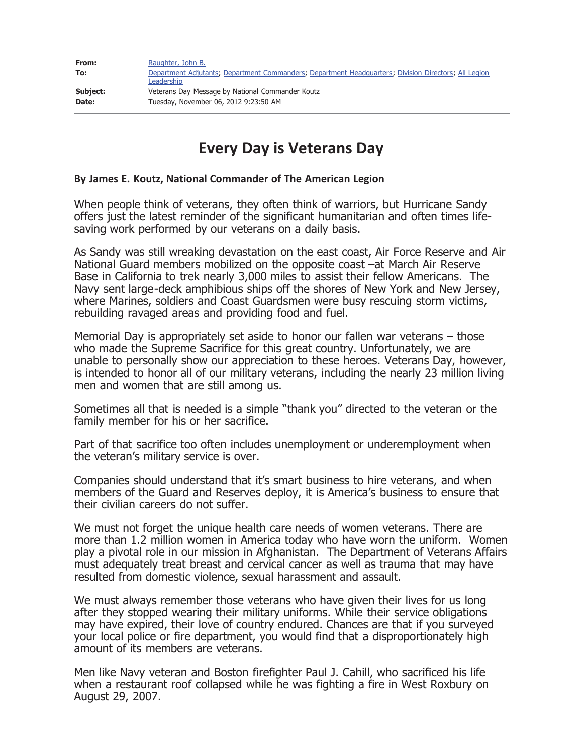| | |
|---|---|
| **From:** | Raughter, John B. |
| **To:** | Department Adjutants; Department Commanders; Department Headquarters; Division Directors; All Legion Leadership |
| **Subject:** | Veterans Day Message by National Commander Koutz |
| **Date:** | Tuesday, November 06, 2012 9:23:50 AM |

# Every Day is Veterans Day

**By James E. Koutz, National Commander of The American Legion**

When people think of veterans, they often think of warriors, but Hurricane Sandy offers just the latest reminder of the significant humanitarian and often times life-saving work performed by our veterans on a daily basis.

As Sandy was still wreaking devastation on the east coast, Air Force Reserve and Air National Guard members mobilized on the opposite coast –at March Air Reserve Base in California to trek nearly 3,000 miles to assist their fellow Americans. The Navy sent large-deck amphibious ships off the shores of New York and New Jersey, where Marines, soldiers and Coast Guardsmen were busy rescuing storm victims, rebuilding ravaged areas and providing food and fuel.

Memorial Day is appropriately set aside to honor our fallen war veterans – those who made the Supreme Sacrifice for this great country. Unfortunately, we are unable to personally show our appreciation to these heroes. Veterans Day, however, is intended to honor all of our military veterans, including the nearly 23 million living men and women that are still among us.

Sometimes all that is needed is a simple "thank you" directed to the veteran or the family member for his or her sacrifice.

Part of that sacrifice too often includes unemployment or underemployment when the veteran's military service is over.

Companies should understand that it's smart business to hire veterans, and when members of the Guard and Reserves deploy, it is America's business to ensure that their civilian careers do not suffer.

We must not forget the unique health care needs of women veterans. There are more than 1.2 million women in America today who have worn the uniform. Women play a pivotal role in our mission in Afghanistan. The Department of Veterans Affairs must adequately treat breast and cervical cancer as well as trauma that may have resulted from domestic violence, sexual harassment and assault.

We must always remember those veterans who have given their lives for us long after they stopped wearing their military uniforms. While their service obligations may have expired, their love of country endured. Chances are that if you surveyed your local police or fire department, you would find that a disproportionately high amount of its members are veterans.

Men like Navy veteran and Boston firefighter Paul J. Cahill, who sacrificed his life when a restaurant roof collapsed while he was fighting a fire in West Roxbury on August 29, 2007.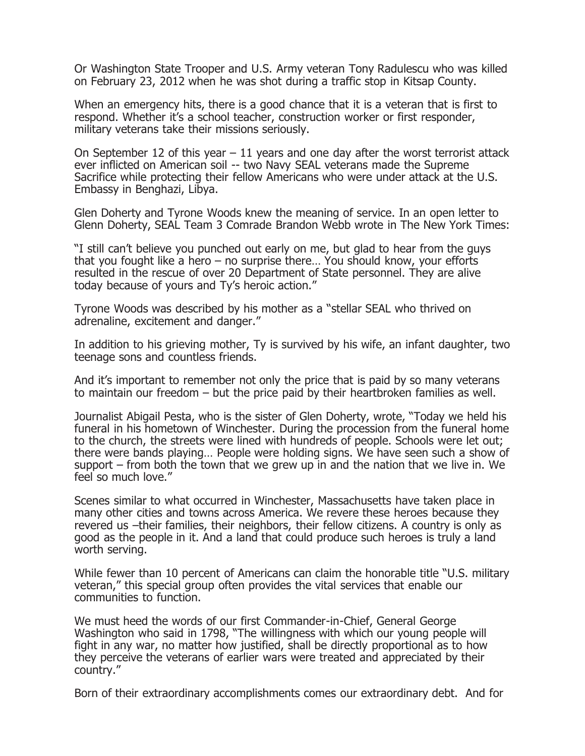Or Washington State Trooper and U.S. Army veteran Tony Radulescu who was killed on February 23, 2012 when he was shot during a traffic stop in Kitsap County.

When an emergency hits, there is a good chance that it is a veteran that is first to respond. Whether it's a school teacher, construction worker or first responder, military veterans take their missions seriously.

On September 12 of this year – 11 years and one day after the worst terrorist attack ever inflicted on American soil -- two Navy SEAL veterans made the Supreme Sacrifice while protecting their fellow Americans who were under attack at the U.S. Embassy in Benghazi, Libya.

Glen Doherty and Tyrone Woods knew the meaning of service. In an open letter to Glenn Doherty, SEAL Team 3 Comrade Brandon Webb wrote in The New York Times:

"I still can't believe you punched out early on me, but glad to hear from the guys that you fought like a hero – no surprise there… You should know, your efforts resulted in the rescue of over 20 Department of State personnel. They are alive today because of yours and Ty's heroic action."

Tyrone Woods was described by his mother as a "stellar SEAL who thrived on adrenaline, excitement and danger."

In addition to his grieving mother, Ty is survived by his wife, an infant daughter, two teenage sons and countless friends.

And it's important to remember not only the price that is paid by so many veterans to maintain our freedom – but the price paid by their heartbroken families as well.

Journalist Abigail Pesta, who is the sister of Glen Doherty, wrote, "Today we held his funeral in his hometown of Winchester. During the procession from the funeral home to the church, the streets were lined with hundreds of people. Schools were let out; there were bands playing… People were holding signs. We have seen such a show of support – from both the town that we grew up in and the nation that we live in. We feel so much love."

Scenes similar to what occurred in Winchester, Massachusetts have taken place in many other cities and towns across America. We revere these heroes because they revered us –their families, their neighbors, their fellow citizens. A country is only as good as the people in it. And a land that could produce such heroes is truly a land worth serving.

While fewer than 10 percent of Americans can claim the honorable title "U.S. military veteran," this special group often provides the vital services that enable our communities to function.

We must heed the words of our first Commander-in-Chief, General George Washington who said in 1798, "The willingness with which our young people will fight in any war, no matter how justified, shall be directly proportional as to how they perceive the veterans of earlier wars were treated and appreciated by their country."

Born of their extraordinary accomplishments comes our extraordinary debt. And for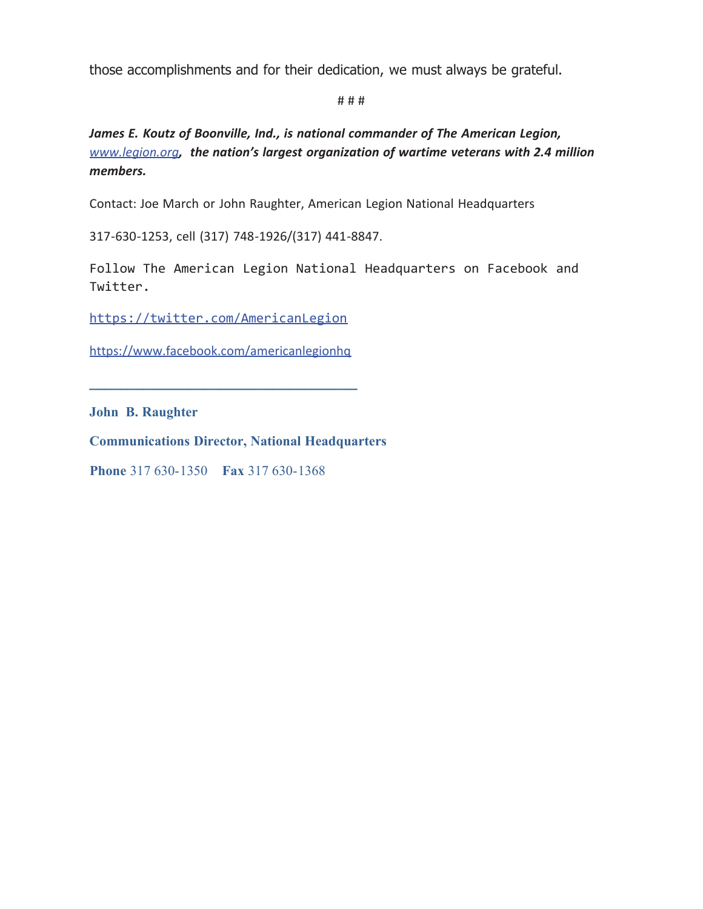those accomplishments and for their dedication, we must always be grateful.

# # #

***James E. Koutz of Boonville, Ind., is national commander of The American Legion, www.legion.org, the nation's largest organization of wartime veterans with 2.4 million members.***

Contact: Joe March or John Raughter, American Legion National Headquarters

317-630-1253, cell (317) 748-1926/(317) 441-8847.

Follow The American Legion National Headquarters on Facebook and Twitter.

https://twitter.com/AmericanLegion

https://www.facebook.com/americanlegionhq

---

**John B. Raughter**

**Communications Director, National Headquarters**

**Phone** 317 630-1350 **Fax** 317 630-1368